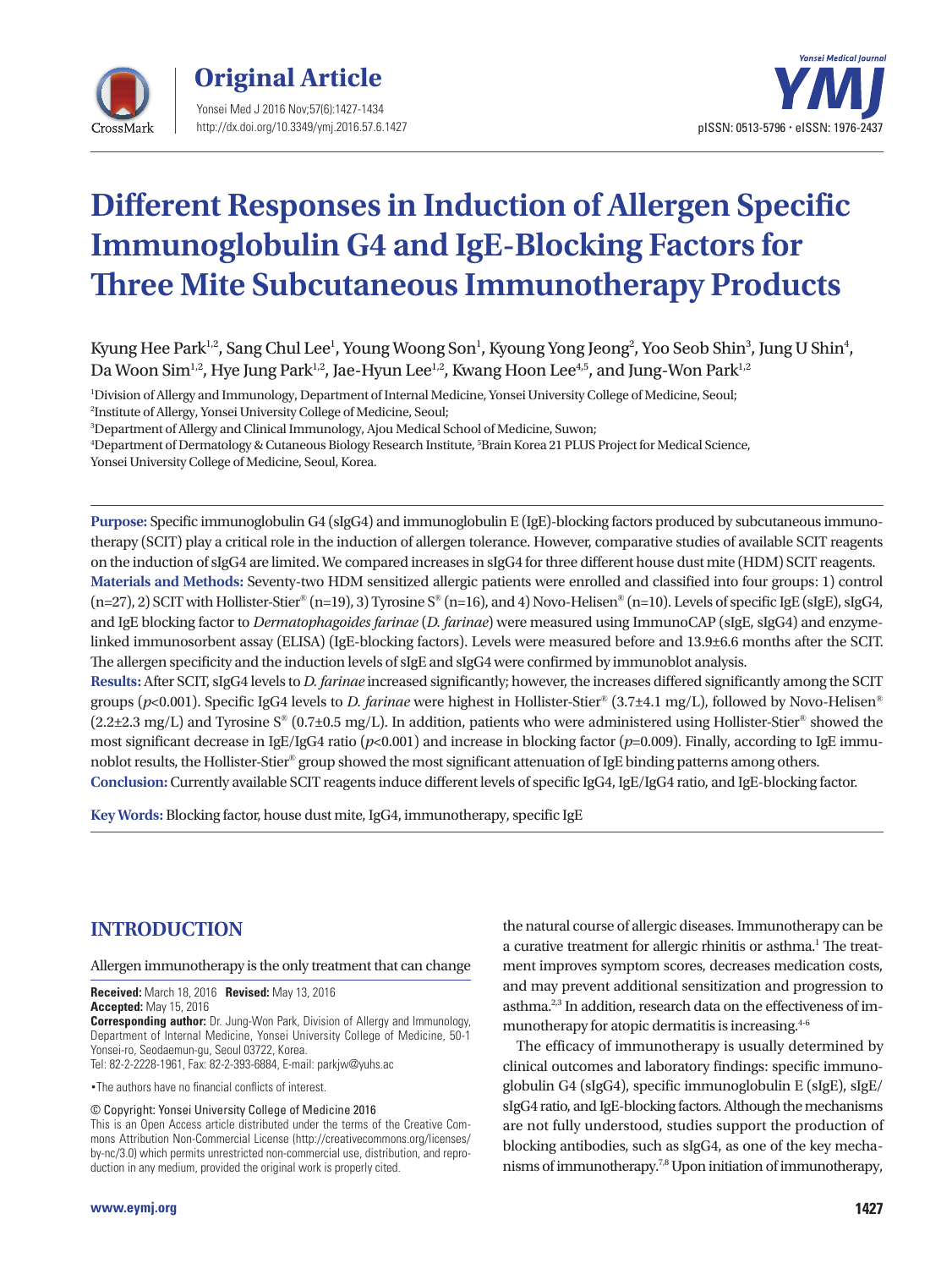Original Article

# Different Responses in Induction of Allergen Specific Immunoglobulin G4 and IgE-Blocking Factors for Three Mite Subcutaneous Immunotherapy Products

Kyung Hee Park[1,2], Sang Chul Lee[1], Young Woong Son[1], Kyoung Yong Jeong[2], Yoo Seob Shin[3], Jung U Shin[4], Da Woon Sim[1,2], Hye Jung Park[1,2], Jae-Hyun Lee[1,2], Kwang Hoon Lee[4,5], and Jung-Won Park[1,2]

[1]Division of Allergy and Immunology, Department of Internal Medicine, Yonsei University College of Medicine, Seoul;
[2]Institute of Allergy, Yonsei University College of Medicine, Seoul;
[3]Department of Allergy and Clinical Immunology, Ajou Medical School of Medicine, Suwon;
[4]Department of Dermatology & Cutaneous Biology Research Institute, [5]Brain Korea 21 PLUS Project for Medical Science, Yonsei University College of Medicine, Seoul, Korea.

**Purpose:** Specific immunoglobulin G4 (sIgG4) and immunoglobulin E (IgE)-blocking factors produced by subcutaneous immunotherapy (SCIT) play a critical role in the induction of allergen tolerance. However, comparative studies of available SCIT reagents on the induction of sIgG4 are limited. We compared increases in sIgG4 for three different house dust mite (HDM) SCIT reagents.
**Materials and Methods:** Seventy-two HDM sensitized allergic patients were enrolled and classified into four groups: 1) control (n=27), 2) SCIT with Hollister-Stier® (n=19), 3) Tyrosine S® (n=16), and 4) Novo-Helisen® (n=10). Levels of specific IgE (sIgE), sIgG4, and IgE blocking factor to *Dermatophagoides farinae* (*D. farinae*) were measured using ImmunoCAP (sIgE, sIgG4) and enzyme-linked immunosorbent assay (ELISA) (IgE-blocking factors). Levels were measured before and 13.9±6.6 months after the SCIT. The allergen specificity and the induction levels of sIgE and sIgG4 were confirmed by immunoblot analysis.
**Results:** After SCIT, sIgG4 levels to *D. farinae* increased significantly; however, the increases differed significantly among the SCIT groups ($p$<0.001). Specific IgG4 levels to *D. farinae* were highest in Hollister-Stier® (3.7±4.1 mg/L), followed by Novo-Helisen® (2.2±2.3 mg/L) and Tyrosine S® (0.7±0.5 mg/L). In addition, patients who were administered using Hollister-Stier® showed the most significant decrease in IgE/IgG4 ratio ($p$<0.001) and increase in blocking factor ($p$=0.009). Finally, according to IgE immunoblot results, the Hollister-Stier® group showed the most significant attenuation of IgE binding patterns among others.
**Conclusion:** Currently available SCIT reagents induce different levels of specific IgG4, IgE/IgG4 ratio, and IgE-blocking factor.

**Key Words:** Blocking factor, house dust mite, IgG4, immunotherapy, specific IgE

## INTRODUCTION

Allergen immunotherapy is the only treatment that can change the natural course of allergic diseases. Immunotherapy can be a curative treatment for allergic rhinitis or asthma.[1] The treatment improves symptom scores, decreases medication costs, and may prevent additional sensitization and progression to asthma.[2,3] In addition, research data on the effectiveness of immunotherapy for atopic dermatitis is increasing.[4-6]

The efficacy of immunotherapy is usually determined by clinical outcomes and laboratory findings: specific immunoglobulin G4 (sIgG4), specific immunoglobulin E (sIgE), sIgE/sIgG4 ratio, and IgE-blocking factors. Although the mechanisms are not fully understood, studies support the production of blocking antibodies, such as sIgG4, as one of the key mechanisms of immunotherapy.[7,8] Upon initiation of immunotherapy,

**Received:** March 18, 2016 **Revised:** May 13, 2016
**Accepted:** May 15, 2016
**Corresponding author:** Dr. Jung-Won Park, Division of Allergy and Immunology, Department of Internal Medicine, Yonsei University College of Medicine, 50-1 Yonsei-ro, Seodaemun-gu, Seoul 03722, Korea.
Tel: 82-2-2228-1961, Fax: 82-2-393-6884, E-mail: parkjw@yuhs.ac

•The authors have no financial conflicts of interest.

© Copyright: Yonsei University College of Medicine 2016
This is an Open Access article distributed under the terms of the Creative Commons Attribution Non-Commercial License (http://creativecommons.org/licenses/by-nc/3.0) which permits unrestricted non-commercial use, distribution, and reproduction in any medium, provided the original work is properly cited.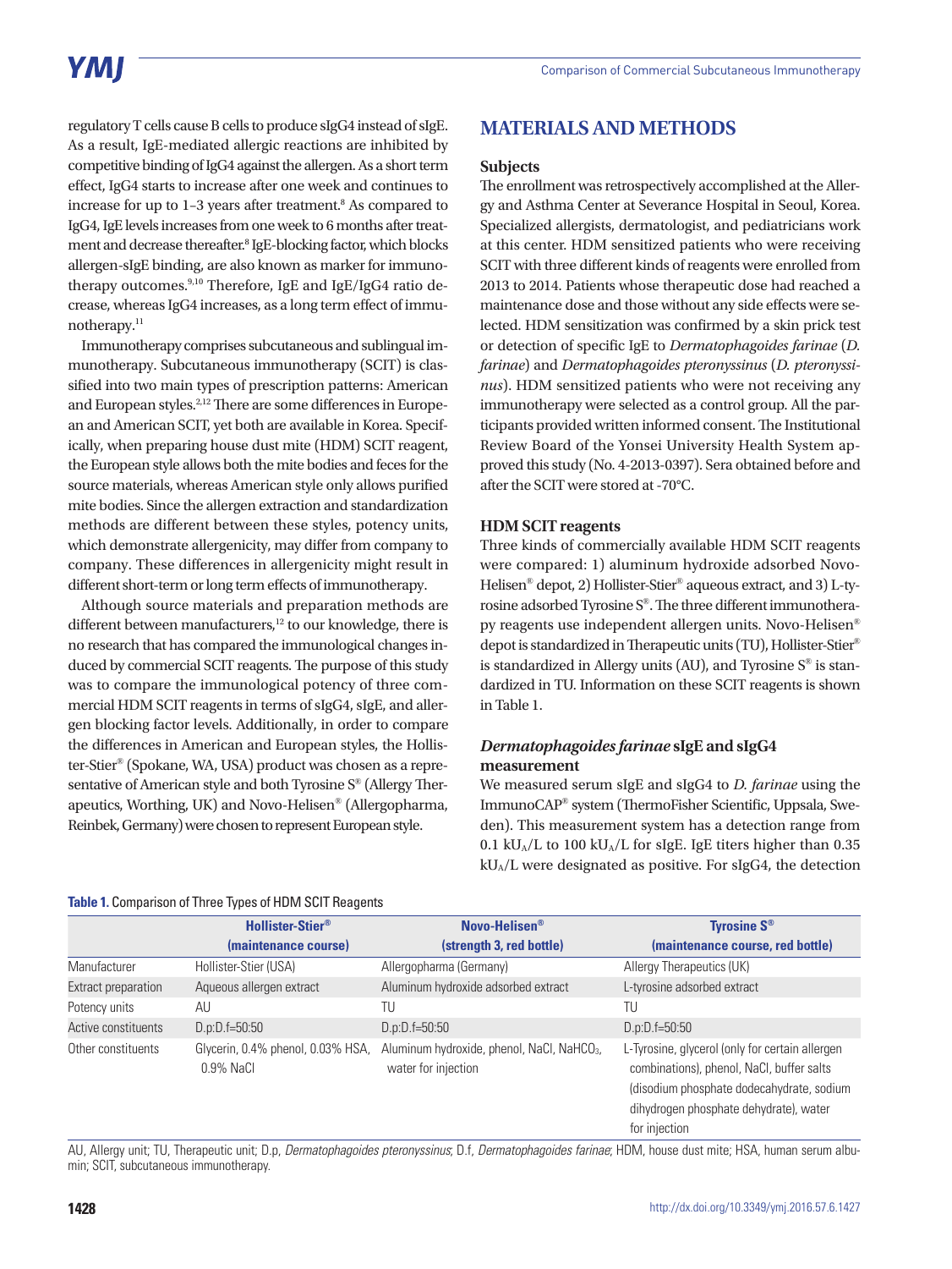regulatory T cells cause B cells to produce sIgG4 instead of sIgE. As a result, IgE-mediated allergic reactions are inhibited by competitive binding of IgG4 against the allergen. As a short term effect, IgG4 starts to increase after one week and continues to increase for up to 1–3 years after treatment.[8] As compared to IgG4, IgE levels increases from one week to 6 months after treatment and decrease thereafter.[8] IgE-blocking factor, which blocks allergen-sIgE binding, are also known as marker for immunotherapy outcomes.[9,10] Therefore, IgE and IgE/IgG4 ratio decrease, whereas IgG4 increases, as a long term effect of immunotherapy.[11]

Immunotherapy comprises subcutaneous and sublingual immunotherapy. Subcutaneous immunotherapy (SCIT) is classified into two main types of prescription patterns: American and European styles.[2,12] There are some differences in European and American SCIT, yet both are available in Korea. Specifically, when preparing house dust mite (HDM) SCIT reagent, the European style allows both the mite bodies and feces for the source materials, whereas American style only allows purified mite bodies. Since the allergen extraction and standardization methods are different between these styles, potency units, which demonstrate allergenicity, may differ from company to company. These differences in allergenicity might result in different short-term or long term effects of immunotherapy.

Although source materials and preparation methods are different between manufacturers,[12] to our knowledge, there is no research that has compared the immunological changes induced by commercial SCIT reagents. The purpose of this study was to compare the immunological potency of three commercial HDM SCIT reagents in terms of sIgG4, sIgE, and allergen blocking factor levels. Additionally, in order to compare the differences in American and European styles, the Hollister-Stier® (Spokane, WA, USA) product was chosen as a representative of American style and both Tyrosine S® (Allergy Therapeutics, Worthing, UK) and Novo-Helisen® (Allergopharma, Reinbek, Germany) were chosen to represent European style.

# MATERIALS AND METHODS

## Subjects

The enrollment was retrospectively accomplished at the Allergy and Asthma Center at Severance Hospital in Seoul, Korea. Specialized allergists, dermatologist, and pediatricians work at this center. HDM sensitized patients who were receiving SCIT with three different kinds of reagents were enrolled from 2013 to 2014. Patients whose therapeutic dose had reached a maintenance dose and those without any side effects were selected. HDM sensitization was confirmed by a skin prick test or detection of specific IgE to *Dermatophagoides farinae* (*D. farinae*) and *Dermatophagoides pteronyssinus* (*D. pteronyssinus*). HDM sensitized patients who were not receiving any immunotherapy were selected as a control group. All the participants provided written informed consent. The Institutional Review Board of the Yonsei University Health System approved this study (No. 4-2013-0397). Sera obtained before and after the SCIT were stored at -70°C.

## HDM SCIT reagents

Three kinds of commercially available HDM SCIT reagents were compared: 1) aluminum hydroxide adsorbed Novo-Helisen® depot, 2) Hollister-Stier® aqueous extract, and 3) L-tyrosine adsorbed Tyrosine S®. The three different immunotherapy reagents use independent allergen units. Novo-Helisen® depot is standardized in Therapeutic units (TU), Hollister-Stier® is standardized in Allergy units (AU), and Tyrosine S® is standardized in TU. Information on these SCIT reagents is shown in Table 1.

## *Dermatophagoides farinae* sIgE and sIgG4 measurement

We measured serum sIgE and sIgG4 to *D. farinae* using the ImmunoCAP® system (ThermoFisher Scientific, Uppsala, Sweden). This measurement system has a detection range from 0.1 $kU_A/L$ to 100 $kU_A/L$ for sIgE. IgE titers higher than 0.35 $kU_A/L$ were designated as positive. For sIgG4, the detection

**Table 1.** Comparison of Three Types of HDM SCIT Reagents

| | Hollister-Stier® (maintenance course) | Novo-Helisen® (strength 3, red bottle) | Tyrosine S® (maintenance course, red bottle) |
|---|---|---|---|
| Manufacturer | Hollister-Stier (USA) | Allergopharma (Germany) | Allergy Therapeutics (UK) |
| Extract preparation | Aqueous allergen extract | Aluminum hydroxide adsorbed extract | L-tyrosine adsorbed extract |
| Potency units | AU | TU | TU |
| Active constituents | D.p:D.f=50:50 | D.p:D.f=50:50 | D.p:D.f=50:50 |
| Other constituents | Glycerin, 0.4% phenol, 0.03% HSA, 0.9% NaCl | Aluminum hydroxide, phenol, NaCl, $NaHCO_3$, water for injection | L-Tyrosine, glycerol (only for certain allergen combinations), phenol, NaCl, buffer salts (disodium phosphate dodecahydrate, sodium dihydrogen phosphate dehydrate), water for injection |

AU, Allergy unit; TU, Therapeutic unit; D.p, *Dermatophagoides pteronyssinus*; D.f, *Dermatophagoides farinae*; HDM, house dust mite; HSA, human serum albumin; SCIT, subcutaneous immunotherapy.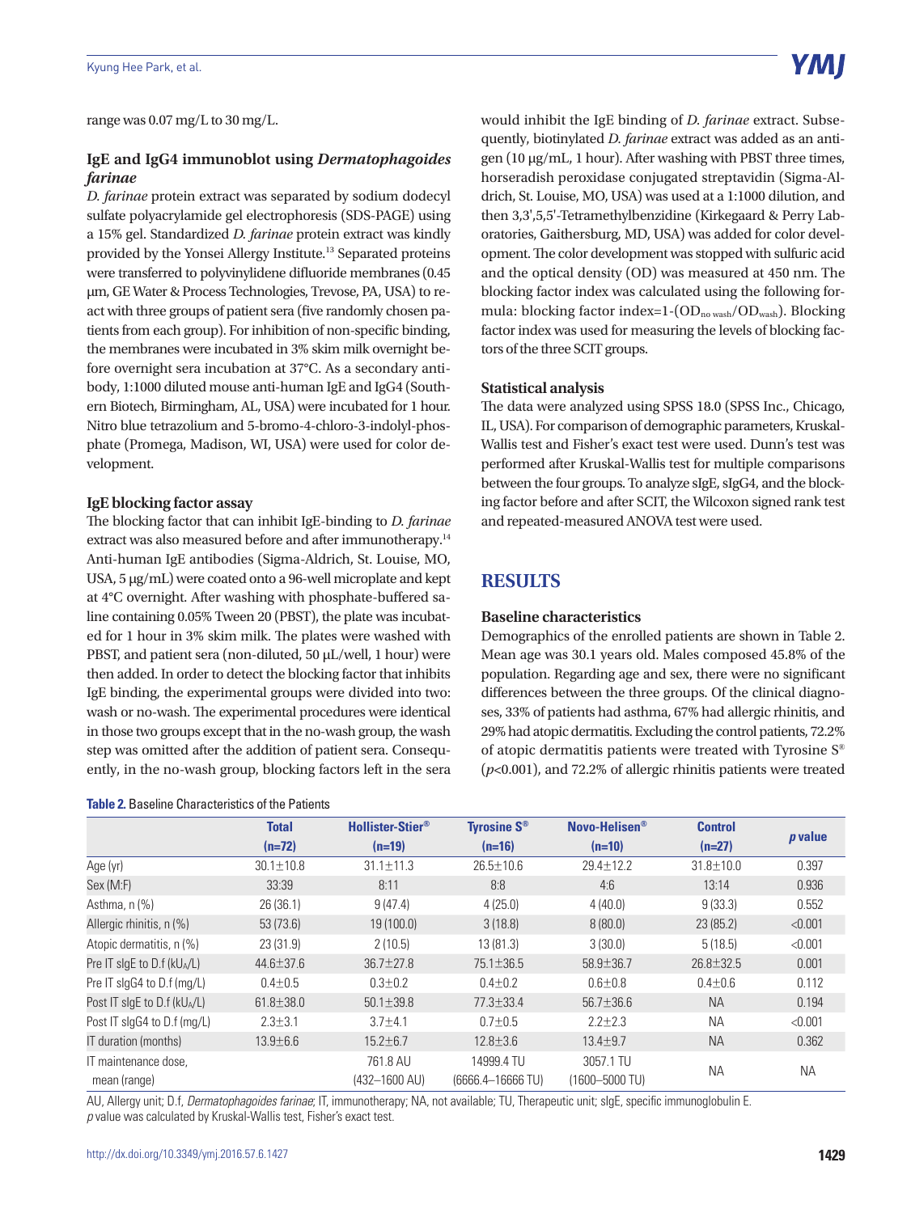range was 0.07 mg/L to 30 mg/L.

### IgE and IgG4 immunoblot using *Dermatophagoides farinae*

*D. farinae* protein extract was separated by sodium dodecyl sulfate polyacrylamide gel electrophoresis (SDS-PAGE) using a 15% gel. Standardized *D. farinae* protein extract was kindly provided by the Yonsei Allergy Institute.[13] Separated proteins were transferred to polyvinylidene difluoride membranes (0.45 μm, GE Water & Process Technologies, Trevose, PA, USA) to react with three groups of patient sera (five randomly chosen patients from each group). For inhibition of non-specific binding, the membranes were incubated in 3% skim milk overnight before overnight sera incubation at 37°C. As a secondary antibody, 1:1000 diluted mouse anti-human IgE and IgG4 (Southern Biotech, Birmingham, AL, USA) were incubated for 1 hour. Nitro blue tetrazolium and 5-bromo-4-chloro-3-indolyl-phosphate (Promega, Madison, WI, USA) were used for color development.

### IgE blocking factor assay

The blocking factor that can inhibit IgE-binding to *D. farinae* extract was also measured before and after immunotherapy.[14] Anti-human IgE antibodies (Sigma-Aldrich, St. Louise, MO, USA, 5 μg/mL) were coated onto a 96-well microplate and kept at 4°C overnight. After washing with phosphate-buffered saline containing 0.05% Tween 20 (PBST), the plate was incubated for 1 hour in 3% skim milk. The plates were washed with PBST, and patient sera (non-diluted, 50 μL/well, 1 hour) were then added. In order to detect the blocking factor that inhibits IgE binding, the experimental groups were divided into two: wash or no-wash. The experimental procedures were identical in those two groups except that in the no-wash group, the wash step was omitted after the addition of patient sera. Consequently, in the no-wash group, blocking factors left in the sera would inhibit the IgE binding of *D. farinae* extract. Subsequently, biotinylated *D. farinae* extract was added as an antigen (10 μg/mL, 1 hour). After washing with PBST three times, horseradish peroxidase conjugated streptavidin (Sigma-Aldrich, St. Louise, MO, USA) was used at a 1:1000 dilution, and then 3,3',5,5'-Tetramethylbenzidine (Kirkegaard & Perry Laboratories, Gaithersburg, MD, USA) was added for color development. The color development was stopped with sulfuric acid and the optical density (OD) was measured at 450 nm. The blocking factor index was calculated using the following formula: blocking factor index=1-($OD_{no\ wash}$/$OD_{wash}$). Blocking factor index was used for measuring the levels of blocking factors of the three SCIT groups.

### Statistical analysis

The data were analyzed using SPSS 18.0 (SPSS Inc., Chicago, IL, USA). For comparison of demographic parameters, Kruskal-Wallis test and Fisher's exact test were used. Dunn's test was performed after Kruskal-Wallis test for multiple comparisons between the four groups. To analyze sIgE, sIgG4, and the blocking factor before and after SCIT, the Wilcoxon signed rank test and repeated-measured ANOVA test were used.

## RESULTS

### Baseline characteristics

Demographics of the enrolled patients are shown in Table 2. Mean age was 30.1 years old. Males composed 45.8% of the population. Regarding age and sex, there were no significant differences between the three groups. Of the clinical diagnoses, 33% of patients had asthma, 67% had allergic rhinitis, and 29% had atopic dermatitis. Excluding the control patients, 72.2% of atopic dermatitis patients were treated with Tyrosine S® ($p$<0.001), and 72.2% of allergic rhinitis patients were treated

**Table 2.** Baseline Characteristics of the Patients

| | Total (n=72) | Hollister-Stier® (n=19) | Tyrosine S® (n=16) | Novo-Helisen® (n=10) | Control (n=27) | *p* value |
|---|---|---|---|---|---|---|
| Age (yr) | 30.1±10.8 | 31.1±11.3 | 26.5±10.6 | 29.4±12.2 | 31.8±10.0 | 0.397 |
| Sex (M:F) | 33:39 | 8:11 | 8:8 | 4:6 | 13:14 | 0.936 |
| Asthma, n (%) | 26 (36.1) | 9 (47.4) | 4 (25.0) | 4 (40.0) | 9 (33.3) | 0.552 |
| Allergic rhinitis, n (%) | 53 (73.6) | 19 (100.0) | 3 (18.8) | 8 (80.0) | 23 (85.2) | <0.001 |
| Atopic dermatitis, n (%) | 23 (31.9) | 2 (10.5) | 13 (81.3) | 3 (30.0) | 5 (18.5) | <0.001 |
| Pre IT sIgE to D.f ($kU_A$/L) | 44.6±37.6 | 36.7±27.8 | 75.1±36.5 | 58.9±36.7 | 26.8±32.5 | 0.001 |
| Pre IT sIgG4 to D.f (mg/L) | 0.4±0.5 | 0.3±0.2 | 0.4±0.2 | 0.6±0.8 | 0.4±0.6 | 0.112 |
| Post IT sIgE to D.f ($kU_A$/L) | 61.8±38.0 | 50.1±39.8 | 77.3±33.4 | 56.7±36.6 | NA | 0.194 |
| Post IT sIgG4 to D.f (mg/L) | 2.3±3.1 | 3.7±4.1 | 0.7±0.5 | 2.2±2.3 | NA | <0.001 |
| IT duration (months) | 13.9±6.6 | 15.2±6.7 | 12.8±3.6 | 13.4±9.7 | NA | 0.362 |
| IT maintenance dose, mean (range) | | 761.8 AU (432–1600 AU) | 14999.4 TU (6666.4–16666 TU) | 3057.1 TU (1600–5000 TU) | NA | NA |

AU, Allergy unit; D.f, *Dermatophagoides farinae*; IT, immunotherapy; NA, not available; TU, Therapeutic unit; sIgE, specific immunoglobulin E.
*p* value was calculated by Kruskal-Wallis test, Fisher's exact test.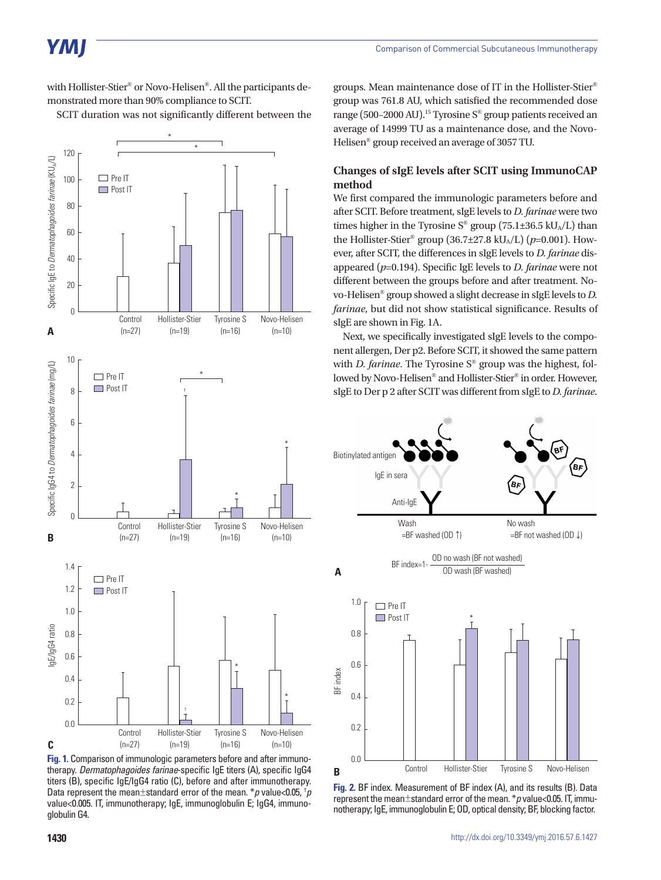with Hollister-Stier® or Novo-Helisen®. All the participants demonstrated more than 90% compliance to SCIT.

SCIT duration was not significantly different between the groups. Mean maintenance dose of IT in the Hollister-Stier® group was 761.8 AU, which satisfied the recommended dose range (500–2000 AU).[15] Tyrosine S® group patients received an average of 14999 TU as a maintenance dose, and the Novo-Helisen® group received an average of 3057 TU.

Fig. 1. Comparison of immunologic parameters before and after immunotherapy. *Dermatophagoides farinae*-specific IgE titers (A), specific IgG4 titers (B), specific IgE/IgG4 ratio (C), before and after immunotherapy. Data represent the mean±standard error of the mean. *$p$ value<0.05, †$p$ value<0.005. IT, immunotherapy; IgE, immunoglobulin E; IgG4, immunoglobulin G4.

### Changes of sIgE levels after SCIT using ImmunoCAP method

We first compared the immunologic parameters before and after SCIT. Before treatment, sIgE levels to *D. farinae* were two times higher in the Tyrosine S® group (75.1±36.5 $kU_A/L$) than the Hollister-Stier® group (36.7±27.8 $kU_A/L$) ($p$=0.001). However, after SCIT, the differences in sIgE levels to *D. farinae* disappeared ($p$=0.194). Specific IgE levels to *D. farinae* were not different between the groups before and after treatment. Novo-Helisen® group showed a slight decrease in sIgE levels to *D. farinae*, but did not show statistical significance. Results of sIgE are shown in Fig. 1A.

Next, we specifically investigated sIgE levels to the component allergen, Der p2. Before SCIT, it showed the same pattern with *D. farinae*. The Tyrosine S® group was the highest, followed by Novo-Helisen® and Hollister-Stier® in order. However, sIgE to Der p 2 after SCIT was different from sIgE to *D. farinae*.

Fig. 2. BF index. Measurement of BF index (A), and its results (B). Data represent the mean±standard error of the mean. *$p$ value<0.05. IT, immunotherapy; IgE, immunoglobulin E; OD, optical density; BF, blocking factor.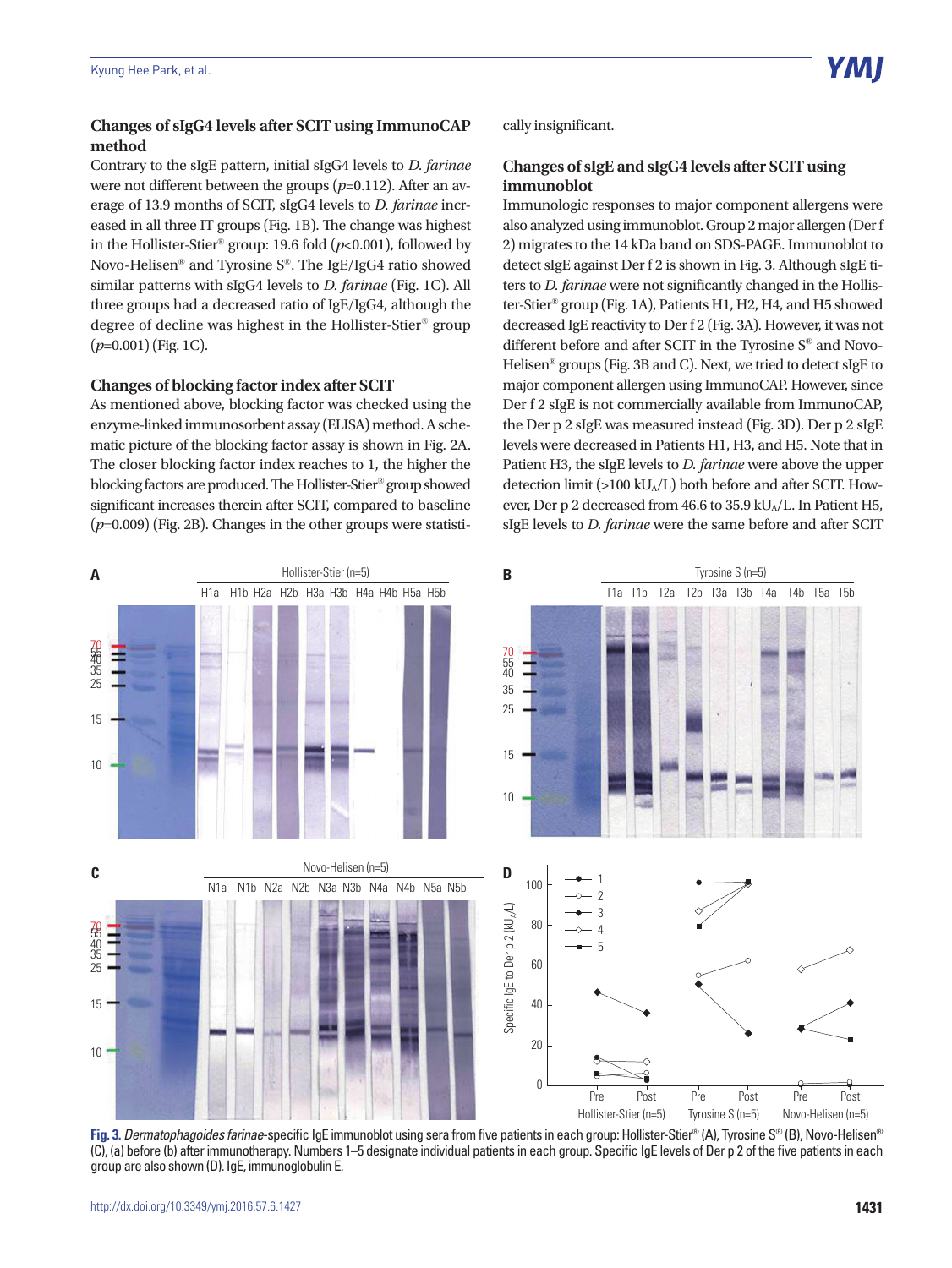### Changes of sIgG4 levels after SCIT using ImmunoCAP method

Contrary to the sIgE pattern, initial sIgG4 levels to *D. farinae* were not different between the groups ($p$=0.112). After an average of 13.9 months of SCIT, sIgG4 levels to *D. farinae* increased in all three IT groups (Fig. 1B). The change was highest in the Hollister-Stier® group: 19.6 fold ($p$<0.001), followed by Novo-Helisen® and Tyrosine S®. The IgE/IgG4 ratio showed similar patterns with sIgG4 levels to *D. farinae* (Fig. 1C). All three groups had a decreased ratio of IgE/IgG4, although the degree of decline was highest in the Hollister-Stier® group ($p$=0.001) (Fig. 1C).

### Changes of blocking factor index after SCIT

As mentioned above, blocking factor was checked using the enzyme-linked immunosorbent assay (ELISA) method. A schematic picture of the blocking factor assay is shown in Fig. 2A. The closer blocking factor index reaches to 1, the higher the blocking factors are produced. The Hollister-Stier® group showed significant increases therein after SCIT, compared to baseline ($p$=0.009) (Fig. 2B). Changes in the other groups were statistically insignificant.

### Changes of sIgE and sIgG4 levels after SCIT using immunoblot

Immunologic responses to major component allergens were also analyzed using immunoblot. Group 2 major allergen (Der f 2) migrates to the 14 kDa band on SDS-PAGE. Immunoblot to detect sIgE against Der f 2 is shown in Fig. 3. Although sIgE titers to *D. farinae* were not significantly changed in the Hollister-Stier® group (Fig. 1A), Patients H1, H2, H4, and H5 showed decreased IgE reactivity to Der f 2 (Fig. 3A). However, it was not different before and after SCIT in the Tyrosine S® and Novo-Helisen® groups (Fig. 3B and C). Next, we tried to detect sIgE to major component allergen using ImmunoCAP. However, since Der f 2 sIgE is not commercially available from ImmunoCAP, the Der p 2 sIgE was measured instead (Fig. 3D). Der p 2 sIgE levels were decreased in Patients H1, H3, and H5. Note that in Patient H3, the sIgE levels to *D. farinae* were above the upper detection limit (>100 $kU_A/L$) both before and after SCIT. However, Der p 2 decreased from 46.6 to 35.9 $kU_A/L$. In Patient H5, sIgE levels to *D. farinae* were the same before and after SCIT

**Fig. 3.** *Dermatophagoides farinae*-specific IgE immunoblot using sera from five patients in each group: Hollister-Stier® (A), Tyrosine S® (B), Novo-Helisen® (C), (a) before (b) after immunotherapy. Numbers 1–5 designate individual patients in each group. Specific IgE levels of Der p 2 of the five patients in each group are also shown (D). IgE, immunoglobulin E.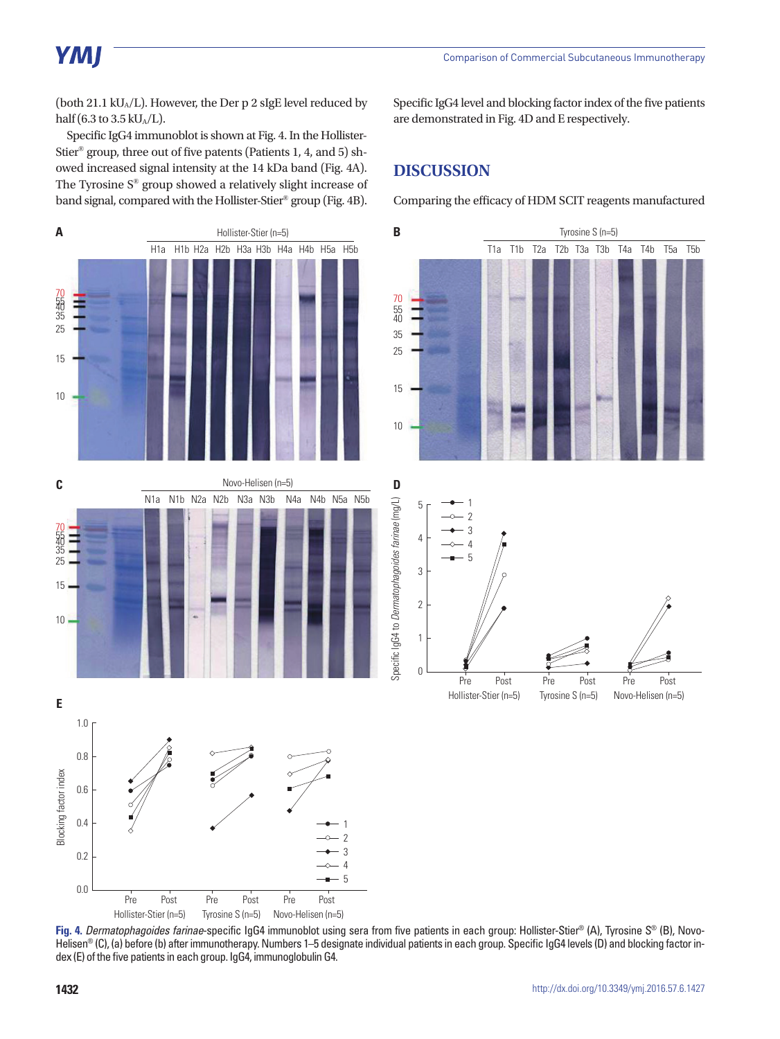(both 21.1 $kU_A/L$). However, the Der p 2 sIgE level reduced by half (6.3 to 3.5 $kU_A/L$).

Specific IgG4 immunoblot is shown at Fig. 4. In the Hollister-Stier® group, three out of five patents (Patients 1, 4, and 5) showed increased signal intensity at the 14 kDa band (Fig. 4A). The Tyrosine S® group showed a relatively slight increase of band signal, compared with the Hollister-Stier® group (Fig. 4B). Specific IgG4 level and blocking factor index of the five patients are demonstrated in Fig. 4D and E respectively.

## DISCUSSION

Comparing the efficacy of HDM SCIT reagents manufactured

**Fig. 4.** *Dermatophagoides farinae*-specific IgG4 immunoblot using sera from five patients in each group: Hollister-Stier® (A), Tyrosine S® (B), Novo-Helisen® (C), (a) before (b) after immunotherapy. Numbers 1–5 designate individual patients in each group. Specific IgG4 levels (D) and blocking factor index (E) of the five patients in each group. IgG4, immunoglobulin G4.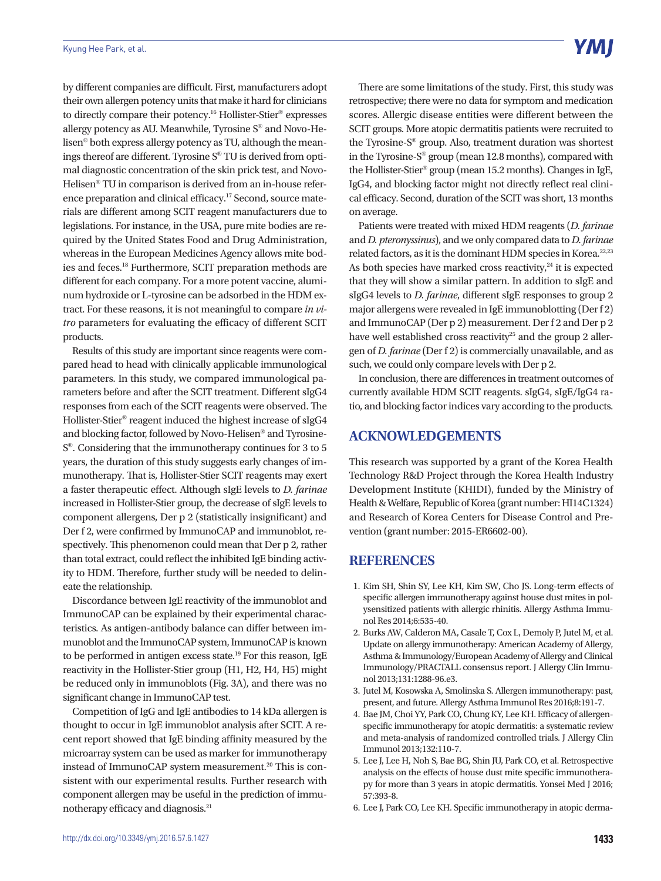by different companies are difficult. First, manufacturers adopt their own allergen potency units that make it hard for clinicians to directly compare their potency.[16] Hollister-Stier® expresses allergy potency as AU. Meanwhile, Tyrosine S® and Novo-Helisen® both express allergy potency as TU, although the meanings thereof are different. Tyrosine S® TU is derived from optimal diagnostic concentration of the skin prick test, and Novo-Helisen® TU in comparison is derived from an in-house reference preparation and clinical efficacy.[17] Second, source materials are different among SCIT reagent manufacturers due to legislations. For instance, in the USA, pure mite bodies are required by the United States Food and Drug Administration, whereas in the European Medicines Agency allows mite bodies and feces.[18] Furthermore, SCIT preparation methods are different for each company. For a more potent vaccine, aluminum hydroxide or L-tyrosine can be adsorbed in the HDM extract. For these reasons, it is not meaningful to compare *in vitro* parameters for evaluating the efficacy of different SCIT products.

Results of this study are important since reagents were compared head to head with clinically applicable immunological parameters. In this study, we compared immunological parameters before and after the SCIT treatment. Different sIgG4 responses from each of the SCIT reagents were observed. The Hollister-Stier® reagent induced the highest increase of sIgG4 and blocking factor, followed by Novo-Helisen® and Tyrosine-S®. Considering that the immunotherapy continues for 3 to 5 years, the duration of this study suggests early changes of immunotherapy. That is, Hollister-Stier SCIT reagents may exert a faster therapeutic effect. Although sIgE levels to *D. farinae* increased in Hollister-Stier group, the decrease of sIgE levels to component allergens, Der p 2 (statistically insignificant) and Der f 2, were confirmed by ImmunoCAP and immunoblot, respectively. This phenomenon could mean that Der p 2, rather than total extract, could reflect the inhibited IgE binding activity to HDM. Therefore, further study will be needed to delineate the relationship.

Discordance between IgE reactivity of the immunoblot and ImmunoCAP can be explained by their experimental characteristics. As antigen-antibody balance can differ between immunoblot and the ImmunoCAP system, ImmunoCAP is known to be performed in antigen excess state.[19] For this reason, IgE reactivity in the Hollister-Stier group (H1, H2, H4, H5) might be reduced only in immunoblots (Fig. 3A), and there was no significant change in ImmunoCAP test.

Competition of IgG and IgE antibodies to 14 kDa allergen is thought to occur in IgE immunoblot analysis after SCIT. A recent report showed that IgE binding affinity measured by the microarray system can be used as marker for immunotherapy instead of ImmunoCAP system measurement.[20] This is consistent with our experimental results. Further research with component allergen may be useful in the prediction of immunotherapy efficacy and diagnosis.[21]

There are some limitations of the study. First, this study was retrospective; there were no data for symptom and medication scores. Allergic disease entities were different between the SCIT groups. More atopic dermatitis patients were recruited to the Tyrosine-S® group. Also, treatment duration was shortest in the Tyrosine-S® group (mean 12.8 months), compared with the Hollister-Stier® group (mean 15.2 months). Changes in IgE, IgG4, and blocking factor might not directly reflect real clinical efficacy. Second, duration of the SCIT was short, 13 months on average.

Patients were treated with mixed HDM reagents (*D. farinae* and *D. pteronyssinus*), and we only compared data to *D. farinae* related factors, as it is the dominant HDM species in Korea.[22,23] As both species have marked cross reactivity,[24] it is expected that they will show a similar pattern. In addition to sIgE and sIgG4 levels to *D. farinae*, different sIgE responses to group 2 major allergens were revealed in IgE immunoblotting (Der f 2) and ImmunoCAP (Der p 2) measurement. Der f 2 and Der p 2 have well established cross reactivity[25] and the group 2 allergen of *D. farinae* (Der f 2) is commercially unavailable, and as such, we could only compare levels with Der p 2.

In conclusion, there are differences in treatment outcomes of currently available HDM SCIT reagents. sIgG4, sIgE/IgG4 ratio, and blocking factor indices vary according to the products.

## ACKNOWLEDGEMENTS

This research was supported by a grant of the Korea Health Technology R&D Project through the Korea Health Industry Development Institute (KHIDI), funded by the Ministry of Health & Welfare, Republic of Korea (grant number: HI14C1324) and Research of Korea Centers for Disease Control and Prevention (grant number: 2015-ER6602-00).

## REFERENCES

1. Kim SH, Shin SY, Lee KH, Kim SW, Cho JS. Long-term effects of specific allergen immunotherapy against house dust mites in polysensitized patients with allergic rhinitis. Allergy Asthma Immunol Res 2014;6:535-40.
2. Burks AW, Calderon MA, Casale T, Cox L, Demoly P, Jutel M, et al. Update on allergy immunotherapy: American Academy of Allergy, Asthma & Immunology/European Academy of Allergy and Clinical Immunology/PRACTALL consensus report. J Allergy Clin Immunol 2013;131:1288-96.e3.
3. Jutel M, Kosowska A, Smolinska S. Allergen immunotherapy: past, present, and future. Allergy Asthma Immunol Res 2016;8:191-7.
4. Bae JM, Choi YY, Park CO, Chung KY, Lee KH. Efficacy of allergen-specific immunotherapy for atopic dermatitis: a systematic review and meta-analysis of randomized controlled trials. J Allergy Clin Immunol 2013;132:110-7.
5. Lee J, Lee H, Noh S, Bae BG, Shin JU, Park CO, et al. Retrospective analysis on the effects of house dust mite specific immunotherapy for more than 3 years in atopic dermatitis. Yonsei Med J 2016;57:393-8.
6. Lee J, Park CO, Lee KH. Specific immunotherapy in atopic derma-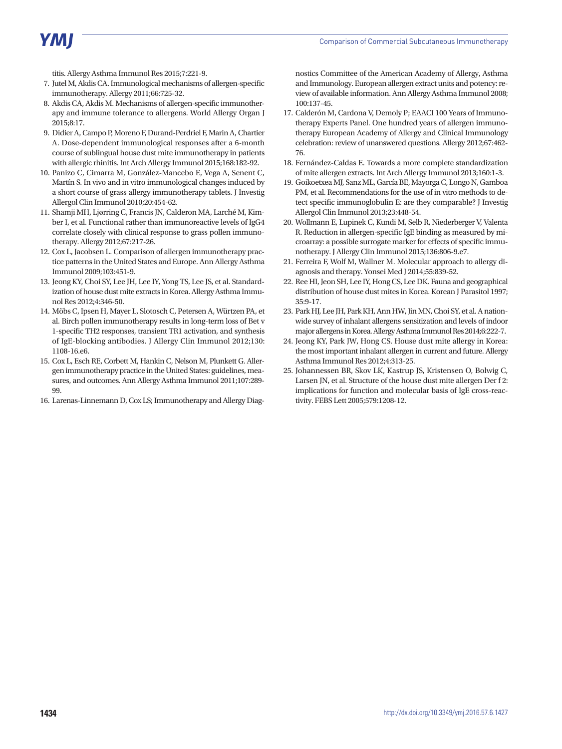titis. Allergy Asthma Immunol Res 2015;7:221-9.

7. Jutel M, Akdis CA. Immunological mechanisms of allergen-specific immunotherapy. Allergy 2011;66:725-32.
8. Akdis CA, Akdis M. Mechanisms of allergen-specific immunotherapy and immune tolerance to allergens. World Allergy Organ J 2015;8:17.
9. Didier A, Campo P, Moreno F, Durand-Perdriel F, Marin A, Chartier A. Dose-dependent immunological responses after a 6-month course of sublingual house dust mite immunotherapy in patients with allergic rhinitis. Int Arch Allergy Immunol 2015;168:182-92.
10. Panizo C, Cimarra M, González-Mancebo E, Vega A, Senent C, Martín S. In vivo and in vitro immunological changes induced by a short course of grass allergy immunotherapy tablets. J Investig Allergol Clin Immunol 2010;20:454-62.
11. Shamji MH, Ljørring C, Francis JN, Calderon MA, Larché M, Kimber I, et al. Functional rather than immunoreactive levels of IgG4 correlate closely with clinical response to grass pollen immunotherapy. Allergy 2012;67:217-26.
12. Cox L, Jacobsen L. Comparison of allergen immunotherapy practice patterns in the United States and Europe. Ann Allergy Asthma Immunol 2009;103:451-9.
13. Jeong KY, Choi SY, Lee JH, Lee IY, Yong TS, Lee JS, et al. Standardization of house dust mite extracts in Korea. Allergy Asthma Immunol Res 2012;4:346-50.
14. Möbs C, Ipsen H, Mayer L, Slotosch C, Petersen A, Würtzen PA, et al. Birch pollen immunotherapy results in long-term loss of Bet v 1-specific TH2 responses, transient TR1 activation, and synthesis of IgE-blocking antibodies. J Allergy Clin Immunol 2012;130:1108-16.e6.
15. Cox L, Esch RE, Corbett M, Hankin C, Nelson M, Plunkett G. Allergen immunotherapy practice in the United States: guidelines, measures, and outcomes. Ann Allergy Asthma Immunol 2011;107:289-99.
16. Larenas-Linnemann D, Cox LS; Immunotherapy and Allergy Diagnostics Committee of the American Academy of Allergy, Asthma and Immunology. European allergen extract units and potency: review of available information. Ann Allergy Asthma Immunol 2008;100:137-45.
17. Calderón M, Cardona V, Demoly P; EAACI 100 Years of Immunotherapy Experts Panel. One hundred years of allergen immunotherapy European Academy of Allergy and Clinical Immunology celebration: review of unanswered questions. Allergy 2012;67:462-76.
18. Fernández-Caldas E. Towards a more complete standardization of mite allergen extracts. Int Arch Allergy Immunol 2013;160:1-3.
19. Goikoetxea MJ, Sanz ML, García BE, Mayorga C, Longo N, Gamboa PM, et al. Recommendations for the use of in vitro methods to detect specific immunoglobulin E: are they comparable? J Investig Allergol Clin Immunol 2013;23:448-54.
20. Wollmann E, Lupinek C, Kundi M, Selb R, Niederberger V, Valenta R. Reduction in allergen-specific IgE binding as measured by microarray: a possible surrogate marker for effects of specific immunotherapy. J Allergy Clin Immunol 2015;136:806-9.e7.
21. Ferreira F, Wolf M, Wallner M. Molecular approach to allergy diagnosis and therapy. Yonsei Med J 2014;55:839-52.
22. Ree HI, Jeon SH, Lee IY, Hong CS, Lee DK. Fauna and geographical distribution of house dust mites in Korea. Korean J Parasitol 1997;35:9-17.
23. Park HJ, Lee JH, Park KH, Ann HW, Jin MN, Choi SY, et al. A nationwide survey of inhalant allergens sensitization and levels of indoor major allergens in Korea. Allergy Asthma Immunol Res 2014;6:222-7.
24. Jeong KY, Park JW, Hong CS. House dust mite allergy in Korea: the most important inhalant allergen in current and future. Allergy Asthma Immunol Res 2012;4:313-25.
25. Johannessen BR, Skov LK, Kastrup JS, Kristensen O, Bolwig C, Larsen JN, et al. Structure of the house dust mite allergen Der f 2: implications for function and molecular basis of IgE cross-reactivity. FEBS Lett 2005;579:1208-12.